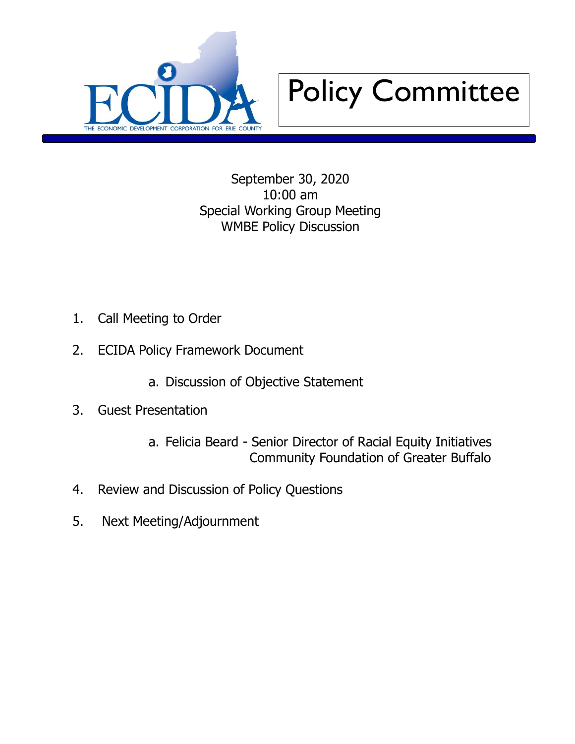ECIDA

THE ECONOMIC DEVELOPMENT CORPORATION FOR ERIE COUNTY

# Policy Committee

September 30, 2020
10:00 am
Special Working Group Meeting
WMBE Policy Discussion

1. Call Meeting to Order
2. ECIDA Policy Framework Document
   a. Discussion of Objective Statement
3. Guest Presentation
   a. Felicia Beard - Senior Director of Racial Equity Initiatives
      Community Foundation of Greater Buffalo
4. Review and Discussion of Policy Questions
5. Next Meeting/Adjournment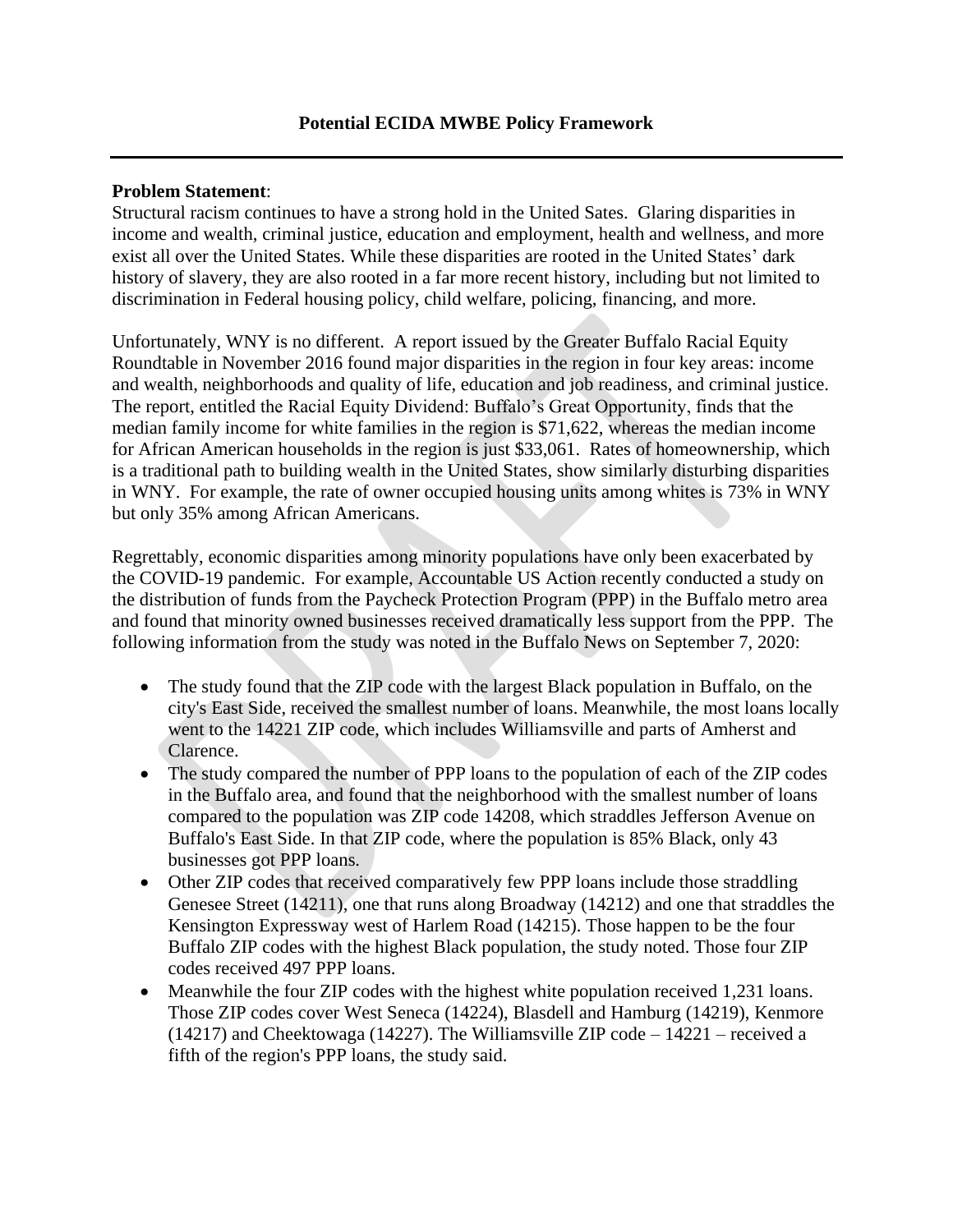## Potential ECIDA MWBE Policy Framework

**Problem Statement**:
Structural racism continues to have a strong hold in the United Sates. Glaring disparities in income and wealth, criminal justice, education and employment, health and wellness, and more exist all over the United States. While these disparities are rooted in the United States' dark history of slavery, they are also rooted in a far more recent history, including but not limited to discrimination in Federal housing policy, child welfare, policing, financing, and more.

Unfortunately, WNY is no different. A report issued by the Greater Buffalo Racial Equity Roundtable in November 2016 found major disparities in the region in four key areas: income and wealth, neighborhoods and quality of life, education and job readiness, and criminal justice. The report, entitled the Racial Equity Dividend: Buffalo's Great Opportunity, finds that the median family income for white families in the region is $71,622, whereas the median income for African American households in the region is just $33,061. Rates of homeownership, which is a traditional path to building wealth in the United States, show similarly disturbing disparities in WNY. For example, the rate of owner occupied housing units among whites is 73% in WNY but only 35% among African Americans.

Regrettably, economic disparities among minority populations have only been exacerbated by the COVID-19 pandemic. For example, Accountable US Action recently conducted a study on the distribution of funds from the Paycheck Protection Program (PPP) in the Buffalo metro area and found that minority owned businesses received dramatically less support from the PPP. The following information from the study was noted in the Buffalo News on September 7, 2020:

- The study found that the ZIP code with the largest Black population in Buffalo, on the city's East Side, received the smallest number of loans. Meanwhile, the most loans locally went to the 14221 ZIP code, which includes Williamsville and parts of Amherst and Clarence.
- The study compared the number of PPP loans to the population of each of the ZIP codes in the Buffalo area, and found that the neighborhood with the smallest number of loans compared to the population was ZIP code 14208, which straddles Jefferson Avenue on Buffalo's East Side. In that ZIP code, where the population is 85% Black, only 43 businesses got PPP loans.
- Other ZIP codes that received comparatively few PPP loans include those straddling Genesee Street (14211), one that runs along Broadway (14212) and one that straddles the Kensington Expressway west of Harlem Road (14215). Those happen to be the four Buffalo ZIP codes with the highest Black population, the study noted. Those four ZIP codes received 497 PPP loans.
- Meanwhile the four ZIP codes with the highest white population received 1,231 loans. Those ZIP codes cover West Seneca (14224), Blasdell and Hamburg (14219), Kenmore (14217) and Cheektowaga (14227). The Williamsville ZIP code – 14221 – received a fifth of the region's PPP loans, the study said.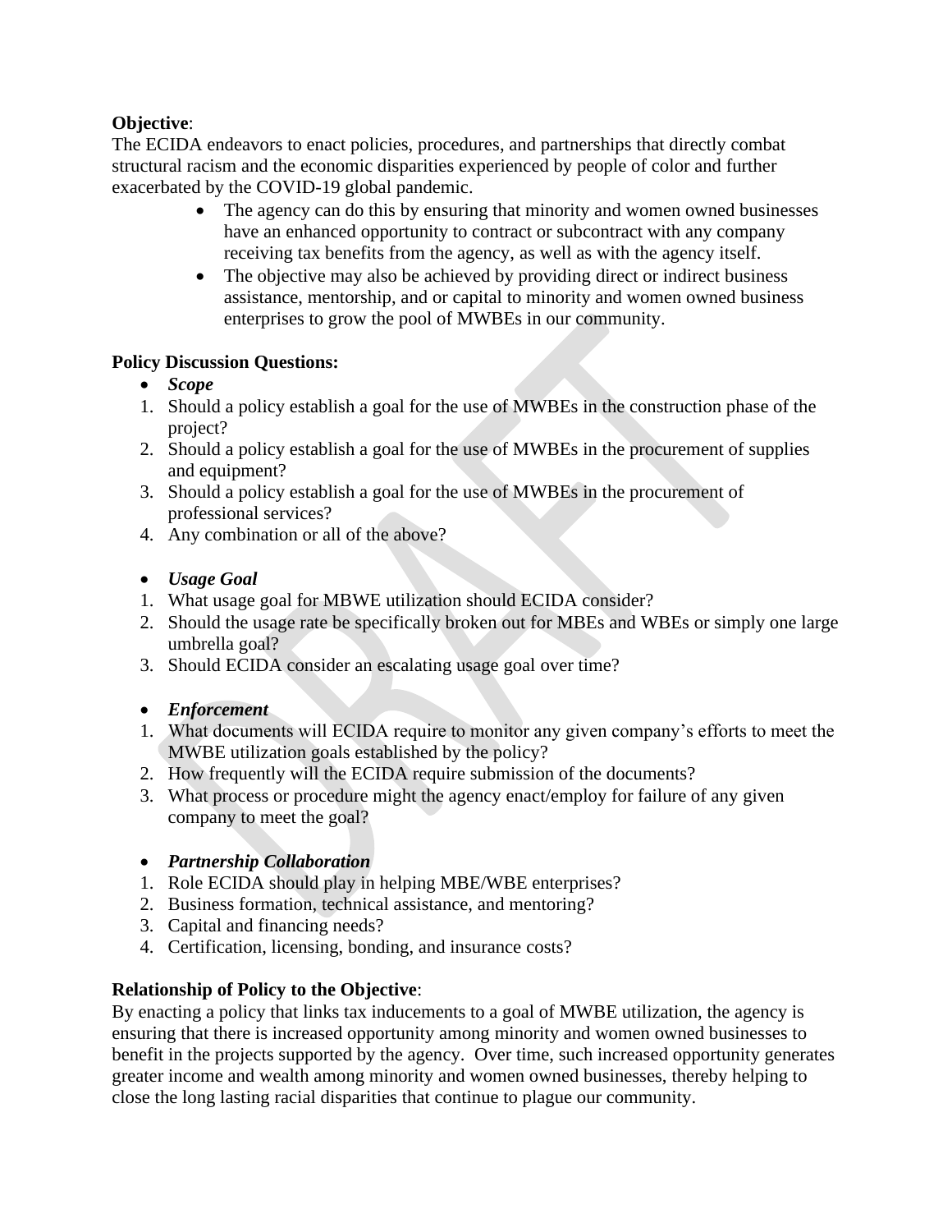**Objective**:
The ECIDA endeavors to enact policies, procedures, and partnerships that directly combat structural racism and the economic disparities experienced by people of color and further exacerbated by the COVID-19 global pandemic.

- The agency can do this by ensuring that minority and women owned businesses have an enhanced opportunity to contract or subcontract with any company receiving tax benefits from the agency, as well as with the agency itself.
- The objective may also be achieved by providing direct or indirect business assistance, mentorship, and or capital to minority and women owned business enterprises to grow the pool of MWBEs in our community.

**Policy Discussion Questions:**

- ***Scope***

1. Should a policy establish a goal for the use of MWBEs in the construction phase of the project?
2. Should a policy establish a goal for the use of MWBEs in the procurement of supplies and equipment?
3. Should a policy establish a goal for the use of MWBEs in the procurement of professional services?
4. Any combination or all of the above?

- ***Usage Goal***

1. What usage goal for MBWE utilization should ECIDA consider?
2. Should the usage rate be specifically broken out for MBEs and WBEs or simply one large umbrella goal?
3. Should ECIDA consider an escalating usage goal over time?

- ***Enforcement***

1. What documents will ECIDA require to monitor any given company's efforts to meet the MWBE utilization goals established by the policy?
2. How frequently will the ECIDA require submission of the documents?
3. What process or procedure might the agency enact/employ for failure of any given company to meet the goal?

- ***Partnership Collaboration***

1. Role ECIDA should play in helping MBE/WBE enterprises?
2. Business formation, technical assistance, and mentoring?
3. Capital and financing needs?
4. Certification, licensing, bonding, and insurance costs?

**Relationship of Policy to the Objective**:
By enacting a policy that links tax inducements to a goal of MWBE utilization, the agency is ensuring that there is increased opportunity among minority and women owned businesses to benefit in the projects supported by the agency. Over time, such increased opportunity generates greater income and wealth among minority and women owned businesses, thereby helping to close the long lasting racial disparities that continue to plague our community.